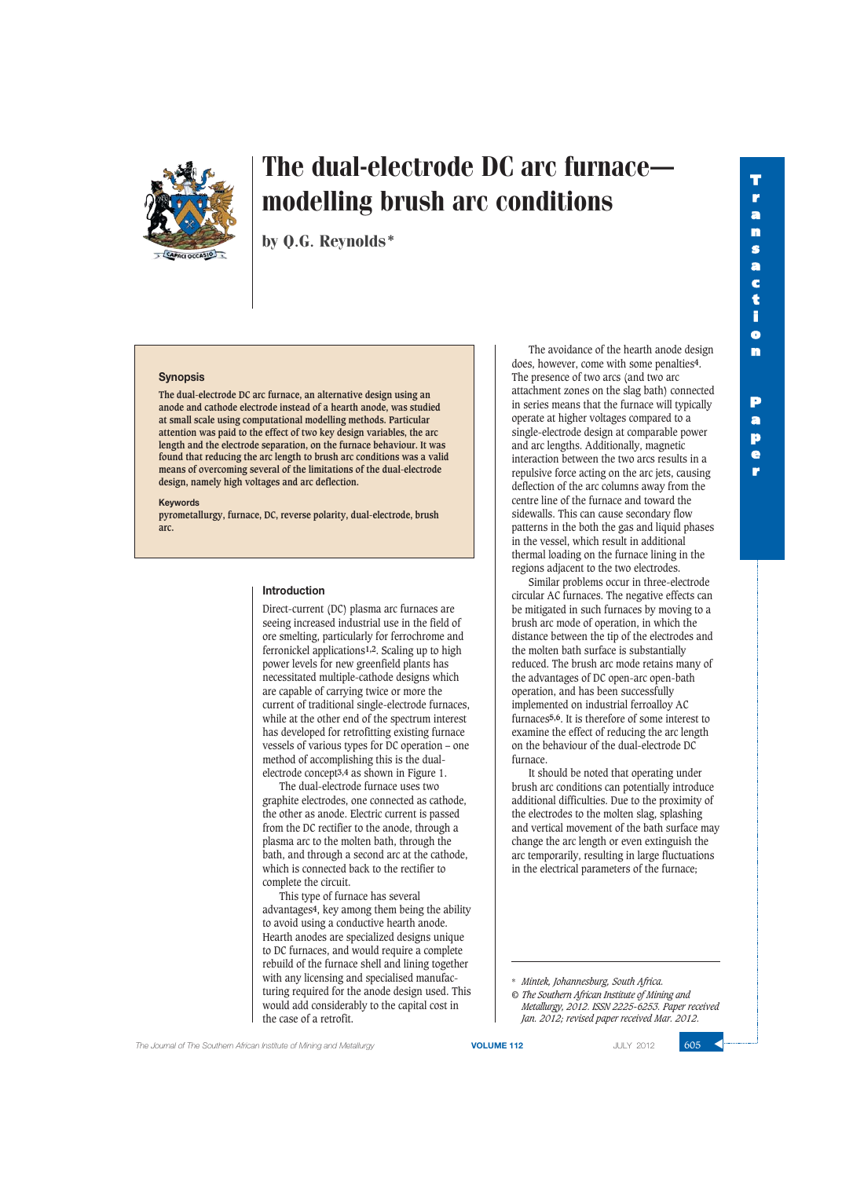# The dual-electrode DC arc furnace—modelling brush arc conditions

by Q.G. Reynolds*

## Synopsis

**The dual-electrode DC arc furnace, an alternative design using an anode and cathode electrode instead of a hearth anode, was studied at small scale using computational modelling methods. Particular attention was paid to the effect of two key design variables, the arc length and the electrode separation, on the furnace behaviour. It was found that reducing the arc length to brush arc conditions was a valid means of overcoming several of the limitations of the dual-electrode design, namely high voltages and arc deflection.**

### Keywords

pyrometallurgy, furnace, DC, reverse polarity, dual-electrode, brush arc.

## Introduction

Direct-current (DC) plasma arc furnaces are seeing increased industrial use in the field of ore smelting, particularly for ferrochrome and ferronickel applications[1,2]. Scaling up to high power levels for new greenfield plants has necessitated multiple-cathode designs which are capable of carrying twice or more the current of traditional single-electrode furnaces, while at the other end of the spectrum interest has developed for retrofitting existing furnace vessels of various types for DC operation – one method of accomplishing this is the dual-electrode concept[3,4] as shown in Figure 1.

The dual-electrode furnace uses two graphite electrodes, one connected as cathode, the other as anode. Electric current is passed from the DC rectifier to the anode, through a plasma arc to the molten bath, through the bath, and through a second arc at the cathode, which is connected back to the rectifier to complete the circuit.

This type of furnace has several advantages[4], key among them being the ability to avoid using a conductive hearth anode. Hearth anodes are specialized designs unique to DC furnaces, and would require a complete rebuild of the furnace shell and lining together with any licensing and specialised manufacturing required for the anode design used. This would add considerably to the capital cost in the case of a retrofit.

The avoidance of the hearth anode design does, however, come with some penalties[4]. The presence of two arcs (and two arc attachment zones on the slag bath) connected in series means that the furnace will typically operate at higher voltages compared to a single-electrode design at comparable power and arc lengths. Additionally, magnetic interaction between the two arcs results in a repulsive force acting on the arc jets, causing deflection of the arc columns away from the centre line of the furnace and toward the sidewalls. This can cause secondary flow patterns in the both the gas and liquid phases in the vessel, which result in additional thermal loading on the furnace lining in the regions adjacent to the two electrodes.

Similar problems occur in three-electrode circular AC furnaces. The negative effects can be mitigated in such furnaces by moving to a brush arc mode of operation, in which the distance between the tip of the electrodes and the molten bath surface is substantially reduced. The brush arc mode retains many of the advantages of DC open-arc open-bath operation, and has been successfully implemented on industrial ferroalloy AC furnaces[5,6]. It is therefore of some interest to examine the effect of reducing the arc length on the behaviour of the dual-electrode DC furnace.

It should be noted that operating under brush arc conditions can potentially introduce additional difficulties. Due to the proximity of the electrodes to the molten slag, splashing and vertical movement of the bath surface may change the arc length or even extinguish the arc temporarily, resulting in large fluctuations in the electrical parameters of the furnace;

---

\* *Mintek, Johannesburg, South Africa.*

© *The Southern African Institute of Mining and Metallurgy, 2012. ISSN 2225-6253. Paper received Jan. 2012; revised paper received Mar. 2012.*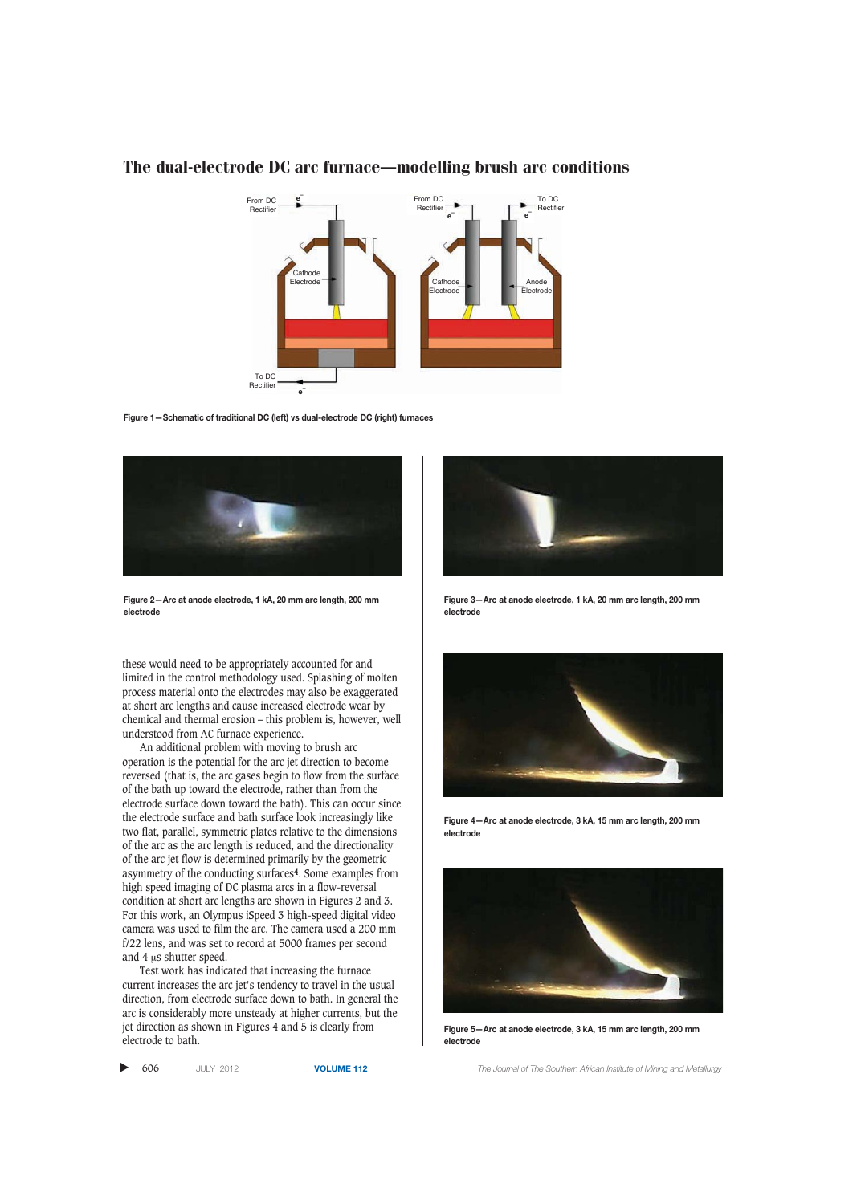Figure 1—Schematic of traditional DC (left) vs dual-electrode DC (right) furnaces

Figure 2—Arc at anode electrode, 1 kA, 20 mm arc length, 200 mm electrode

Figure 3—Arc at anode electrode, 1 kA, 20 mm arc length, 200 mm electrode

these would need to be appropriately accounted for and limited in the control methodology used. Splashing of molten process material onto the electrodes may also be exaggerated at short arc lengths and cause increased electrode wear by chemical and thermal erosion – this problem is, however, well understood from AC furnace experience.

An additional problem with moving to brush arc operation is the potential for the arc jet direction to become reversed (that is, the arc gases begin to flow from the surface of the bath up toward the electrode, rather than from the electrode surface down toward the bath). This can occur since the electrode surface and bath surface look increasingly like two flat, parallel, symmetric plates relative to the dimensions of the arc as the arc length is reduced, and the directionality of the arc jet flow is determined primarily by the geometric asymmetry of the conducting surfaces[4]. Some examples from high speed imaging of DC plasma arcs in a flow-reversal condition at short arc lengths are shown in Figures 2 and 3. For this work, an Olympus iSpeed 3 high-speed digital video camera was used to film the arc. The camera used a 200 mm f/22 lens, and was set to record at 5000 frames per second and 4 μs shutter speed.

Test work has indicated that increasing the furnace current increases the arc jet's tendency to travel in the usual direction, from electrode surface down to bath. In general the arc is considerably more unsteady at higher currents, but the jet direction as shown in Figures 4 and 5 is clearly from electrode to bath.

Figure 4—Arc at anode electrode, 3 kA, 15 mm arc length, 200 mm electrode

Figure 5—Arc at anode electrode, 3 kA, 15 mm arc length, 200 mm electrode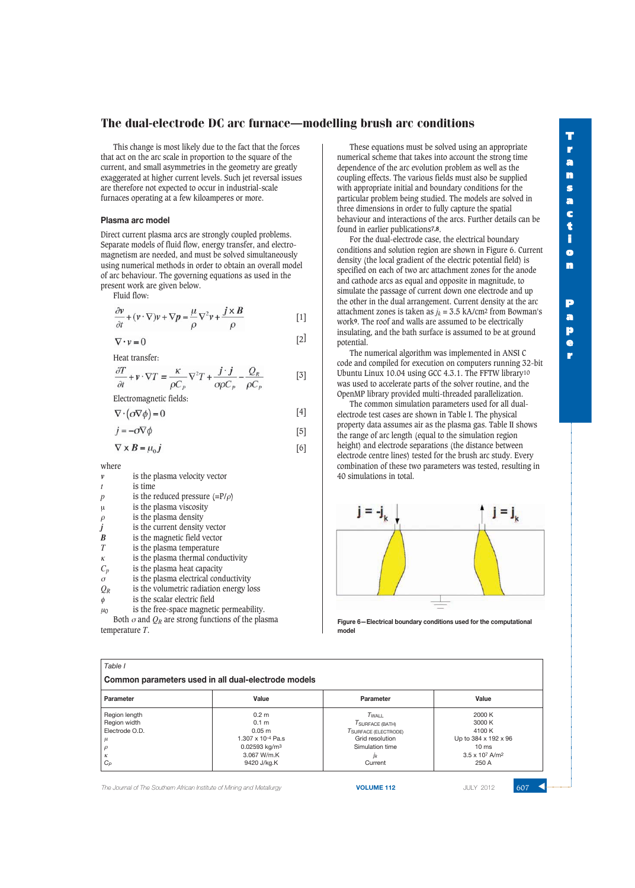This change is most likely due to the fact that the forces that act on the arc scale in proportion to the square of the current, and small asymmetries in the geometry are greatly exaggerated at higher current levels. Such jet reversal issues are therefore not expected to occur in industrial-scale furnaces operating at a few kiloamperes or more.

### Plasma arc model

Direct current plasma arcs are strongly coupled problems. Separate models of fluid flow, energy transfer, and electromagnetism are needed, and must be solved simultaneously using numerical methods in order to obtain an overall model of arc behaviour. The governing equations as used in the present work are given below.

Fluid flow:

$$\frac{\partial \boldsymbol{v}}{\partial t} + (\boldsymbol{v} \cdot \nabla)\boldsymbol{v} + \nabla \boldsymbol{p} = \frac{\mu}{\rho}\nabla^2 \boldsymbol{v} + \frac{\boldsymbol{j} \times \boldsymbol{B}}{\rho} \qquad [1]$$

$$\nabla \cdot \boldsymbol{v} = 0 \qquad [2]$$

Heat transfer:

$$\frac{\partial T}{\partial t} + \boldsymbol{v} \cdot \nabla T = \frac{\kappa}{\rho C_p}\nabla^2 T + \frac{\boldsymbol{j} \cdot \boldsymbol{j}}{\sigma \rho C_p} - \frac{Q_R}{\rho C_p} \qquad [3]$$

Electromagnetic fields:

$$\nabla \cdot (\sigma \nabla \phi) = 0 \qquad [4]$$

$$\boldsymbol{j} = -\sigma \nabla \phi \qquad [5]$$

$$\nabla \times \boldsymbol{B} = \mu_0 \boldsymbol{j} \qquad [6]$$

where

- $\boldsymbol{v}$ is the plasma velocity vector
- $t$ is time
- $p$ is the reduced pressure ($=P/\rho$)
- $\mu$ is the plasma viscosity
- $\rho$ is the plasma density
- $\boldsymbol{j}$ is the current density vector
- $\boldsymbol{B}$ is the magnetic field vector
- $T$ is the plasma temperature
- $\kappa$ is the plasma thermal conductivity
- $C_p$ is the plasma heat capacity
- $\sigma$ is the plasma electrical conductivity
- $Q_R$ is the volumetric radiation energy loss
- $\phi$ is the scalar electric field
- $\mu_0$ is the free-space magnetic permeability.

Both $\sigma$ and $Q_R$ are strong functions of the plasma temperature $T$.

These equations must be solved using an appropriate numerical scheme that takes into account the strong time dependence of the arc evolution problem as well as the coupling effects. The various fields must also be supplied with appropriate initial and boundary conditions for the particular problem being studied. The models are solved in three dimensions in order to fully capture the spatial behaviour and interactions of the arcs. Further details can be found in earlier publications[7,8].

For the dual-electrode case, the electrical boundary conditions and solution region are shown in Figure 6. Current density (the local gradient of the electric potential field) is specified on each of two arc attachment zones for the anode and cathode arcs as equal and opposite in magnitude, to simulate the passage of current down one electrode and up the other in the dual arrangement. Current density at the arc attachment zones is taken as $j_k = 3.5$ kA/cm² from Bowman's work[9]. The roof and walls are assumed to be electrically insulating, and the bath surface is assumed to be at ground potential.

The numerical algorithm was implemented in ANSI C code and compiled for execution on computers running 32-bit Ubuntu Linux 10.04 using GCC 4.3.1. The FFTW library[10] was used to accelerate parts of the solver routine, and the OpenMP library provided multi-threaded parallelization.

The common simulation parameters used for all dual-electrode test cases are shown in Table I. The physical property data assumes air as the plasma gas. Table II shows the range of arc length (equal to the simulation region height) and electrode separations (the distance between electrode centre lines) tested for the brush arc study. Every combination of these two parameters was tested, resulting in 40 simulations in total.

Figure 6—Electrical boundary conditions used for the computational model

Table I

**Common parameters used in all dual-electrode models**

| Parameter | Value | Parameter | Value |
|---|---|---|---|
| Region length | 0.2 m | $T_{WALL}$ | 2000 K |
| Region width | 0.1 m | $T_{SURFACE\ (BATH)}$ | 3000 K |
| Electrode O.D. | 0.05 m | $T_{SURFACE\ (ELECTRODE)}$ | 4100 K |
| $\mu$ | 1.307 x 10⁻⁴ Pa.s | Grid resolution | Up to 384 x 192 x 96 |
| $\rho$ | 0.02593 kg/m³ | Simulation time | 10 ms |
| $\kappa$ | 3.067 W/m.K | $j_k$ | 3.5 x 10⁷ A/m² |
| $C_p$ | 9420 J/kg.K | Current | 250 A |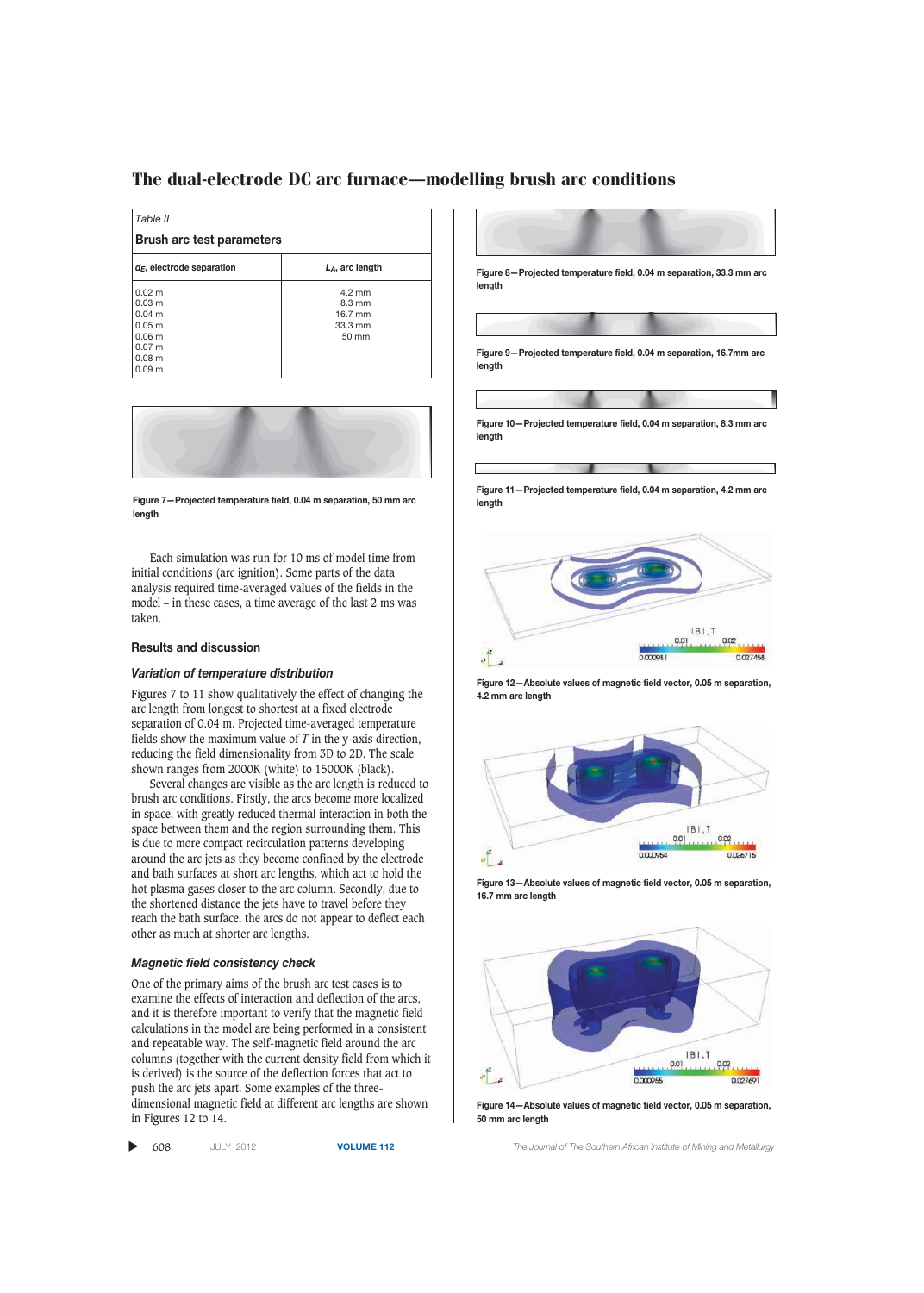*Table II*

**Brush arc test parameters**

| $d_E$, electrode separation | $L_A$, arc length |
|---|---|
| 0.02 m | 4.2 mm |
| 0.03 m | 8.3 mm |
| 0.04 m | 16.7 mm |
| 0.05 m | 33.3 mm |
| 0.06 m | 50 mm |
| 0.07 m | |
| 0.08 m | |
| 0.09 m | |

Figure 7—Projected temperature field, 0.04 m separation, 50 mm arc length

Each simulation was run for 10 ms of model time from initial conditions (arc ignition). Some parts of the data analysis required time-averaged values of the fields in the model – in these cases, a time average of the last 2 ms was taken.

## Results and discussion

### Variation of temperature distribution

Figures 7 to 11 show qualitatively the effect of changing the arc length from longest to shortest at a fixed electrode separation of 0.04 m. Projected time-averaged temperature fields show the maximum value of $T$ in the y-axis direction, reducing the field dimensionality from 3D to 2D. The scale shown ranges from 2000K (white) to 15000K (black).

Several changes are visible as the arc length is reduced to brush arc conditions. Firstly, the arcs become more localized in space, with greatly reduced thermal interaction in both the space between them and the region surrounding them. This is due to more compact recirculation patterns developing around the arc jets as they become confined by the electrode and bath surfaces at short arc lengths, which act to hold the hot plasma gases closer to the arc column. Secondly, due to the shortened distance the jets have to travel before they reach the bath surface, the arcs do not appear to deflect each other as much at shorter arc lengths.

### Magnetic field consistency check

One of the primary aims of the brush arc test cases is to examine the effects of interaction and deflection of the arcs, and it is therefore important to verify that the magnetic field calculations in the model are being performed in a consistent and repeatable way. The self-magnetic field around the arc columns (together with the current density field from which it is derived) is the source of the deflection forces that act to push the arc jets apart. Some examples of the three-dimensional magnetic field at different arc lengths are shown in Figures 12 to 14.

Figure 8—Projected temperature field, 0.04 m separation, 33.3 mm arc length

Figure 9—Projected temperature field, 0.04 m separation, 16.7mm arc length

Figure 10—Projected temperature field, 0.04 m separation, 8.3 mm arc length

Figure 11—Projected temperature field, 0.04 m separation, 4.2 mm arc length

Figure 12—Absolute values of magnetic field vector, 0.05 m separation, 4.2 mm arc length

Figure 13—Absolute values of magnetic field vector, 0.05 m separation, 16.7 mm arc length

Figure 14—Absolute values of magnetic field vector, 0.05 m separation, 50 mm arc length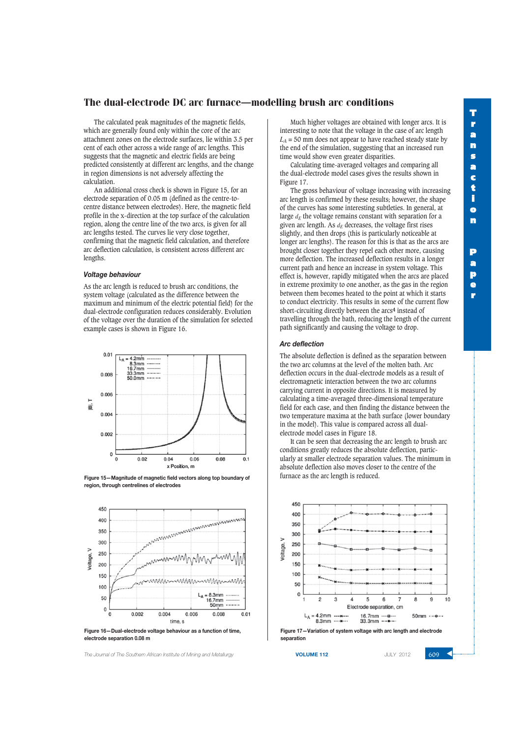The calculated peak magnitudes of the magnetic fields, which are generally found only within the core of the arc attachment zones on the electrode surfaces, lie within 3.5 per cent of each other across a wide range of arc lengths. This suggests that the magnetic and electric fields are being predicted consistently at different arc lengths, and the change in region dimensions is not adversely affecting the calculation.

An additional cross check is shown in Figure 15, for an electrode separation of 0.05 m (defined as the centre-to-centre distance between electrodes). Here, the magnetic field profile in the x-direction at the top surface of the calculation region, along the centre line of the two arcs, is given for all arc lengths tested. The curves lie very close together, confirming that the magnetic field calculation, and therefore arc deflection calculation, is consistent across different arc lengths.

### Voltage behaviour

As the arc length is reduced to brush arc conditions, the system voltage (calculated as the difference between the maximum and minimum of the electric potential field) for the dual-electrode configuration reduces considerably. Evolution of the voltage over the duration of the simulation for selected example cases is shown in Figure 16.

**Figure 15—Magnitude of magnetic field vectors along top boundary of region, through centrelines of electrodes**

**Figure 16—Dual-electrode voltage behaviour as a function of time, electrode separation 0.08 m**

Much higher voltages are obtained with longer arcs. It is interesting to note that the voltage in the case of arc length $L_A$ = 50 mm does not appear to have reached steady state by the end of the simulation, suggesting that an increased run time would show even greater disparities.

Calculating time-averaged voltages and comparing all the dual-electrode model cases gives the results shown in Figure 17.

The gross behaviour of voltage increasing with increasing arc length is confirmed by these results; however, the shape of the curves has some interesting subtleties. In general, at large $d_E$ the voltage remains constant with separation for a given arc length. As $d_E$ decreases, the voltage first rises slightly, and then drops (this is particularly noticeable at longer arc lengths). The reason for this is that as the arcs are brought closer together they repel each other more, causing more deflection. The increased deflection results in a longer current path and hence an increase in system voltage. This effect is, however, rapidly mitigated when the arcs are placed in extreme proximity to one another, as the gas in the region between them becomes heated to the point at which it starts to conduct electricity. This results in some of the current flow short-circuiting directly between the arcs[4] instead of travelling through the bath, reducing the length of the current path significantly and causing the voltage to drop.

### Arc deflection

The absolute deflection is defined as the separation between the two arc columns at the level of the molten bath. Arc deflection occurs in the dual-electrode models as a result of electromagnetic interaction between the two arc columns carrying current in opposite directions. It is measured by calculating a time-averaged three-dimensional temperature field for each case, and then finding the distance between the two temperature maxima at the bath surface (lower boundary in the model). This value is compared across all dual-electrode model cases in Figure 18.

It can be seen that decreasing the arc length to brush arc conditions greatly reduces the absolute deflection, particularly at smaller electrode separation values. The minimum in absolute deflection also moves closer to the centre of the furnace as the arc length is reduced.

**Figure 17—Variation of system voltage with arc length and electrode separation**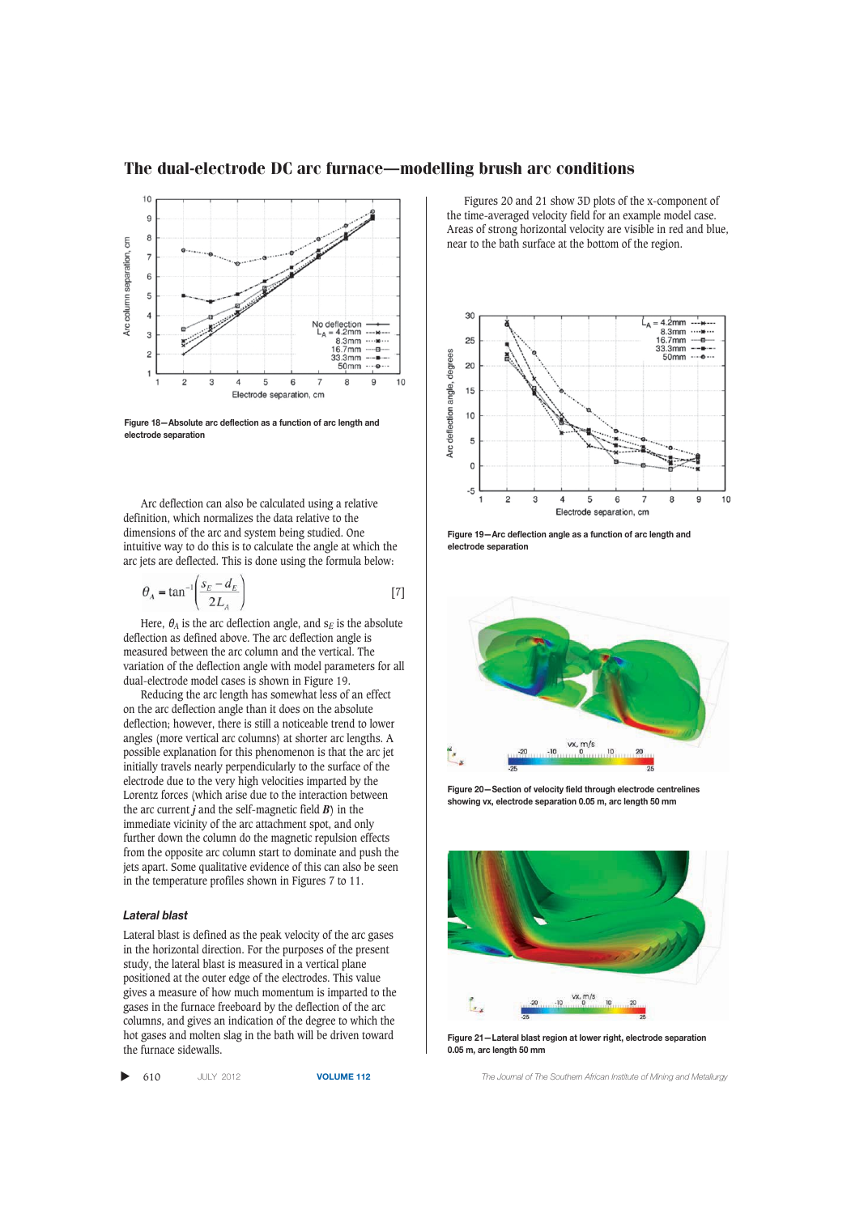Figure 18—Absolute arc deflection as a function of arc length and electrode separation

Arc deflection can also be calculated using a relative definition, which normalizes the data relative to the dimensions of the arc and system being studied. One intuitive way to do this is to calculate the angle at which the arc jets are deflected. This is done using the formula below:

$$\theta_A = \tan^{-1}\left(\frac{s_E - d_E}{2L_A}\right) \quad [7]$$

Here, $\theta_A$ is the arc deflection angle, and $s_E$ is the absolute deflection as defined above. The arc deflection angle is measured between the arc column and the vertical. The variation of the deflection angle with model parameters for all dual-electrode model cases is shown in Figure 19.

Reducing the arc length has somewhat less of an effect on the arc deflection angle than it does on the absolute deflection; however, there is still a noticeable trend to lower angles (more vertical arc columns) at shorter arc lengths. A possible explanation for this phenomenon is that the arc jet initially travels nearly perpendicularly to the surface of the electrode due to the very high velocities imparted by the Lorentz forces (which arise due to the interaction between the arc current $\boldsymbol{j}$ and the self-magnetic field $\boldsymbol{B}$) in the immediate vicinity of the arc attachment spot, and only further down the column do the magnetic repulsion effects from the opposite arc column start to dominate and push the jets apart. Some qualitative evidence of this can also be seen in the temperature profiles shown in Figures 7 to 11.

### Lateral blast

Lateral blast is defined as the peak velocity of the arc gases in the horizontal direction. For the purposes of the present study, the lateral blast is measured in a vertical plane positioned at the outer edge of the electrodes. This value gives a measure of how much momentum is imparted to the gases in the furnace freeboard by the deflection of the arc columns, and gives an indication of the degree to which the hot gases and molten slag in the bath will be driven toward the furnace sidewalls.

Figures 20 and 21 show 3D plots of the x-component of the time-averaged velocity field for an example model case. Areas of strong horizontal velocity are visible in red and blue, near to the bath surface at the bottom of the region.

Figure 19—Arc deflection angle as a function of arc length and electrode separation

Figure 20—Section of velocity field through electrode centrelines showing vx, electrode separation 0.05 m, arc length 50 mm

Figure 21—Lateral blast region at lower right, electrode separation 0.05 m, arc length 50 mm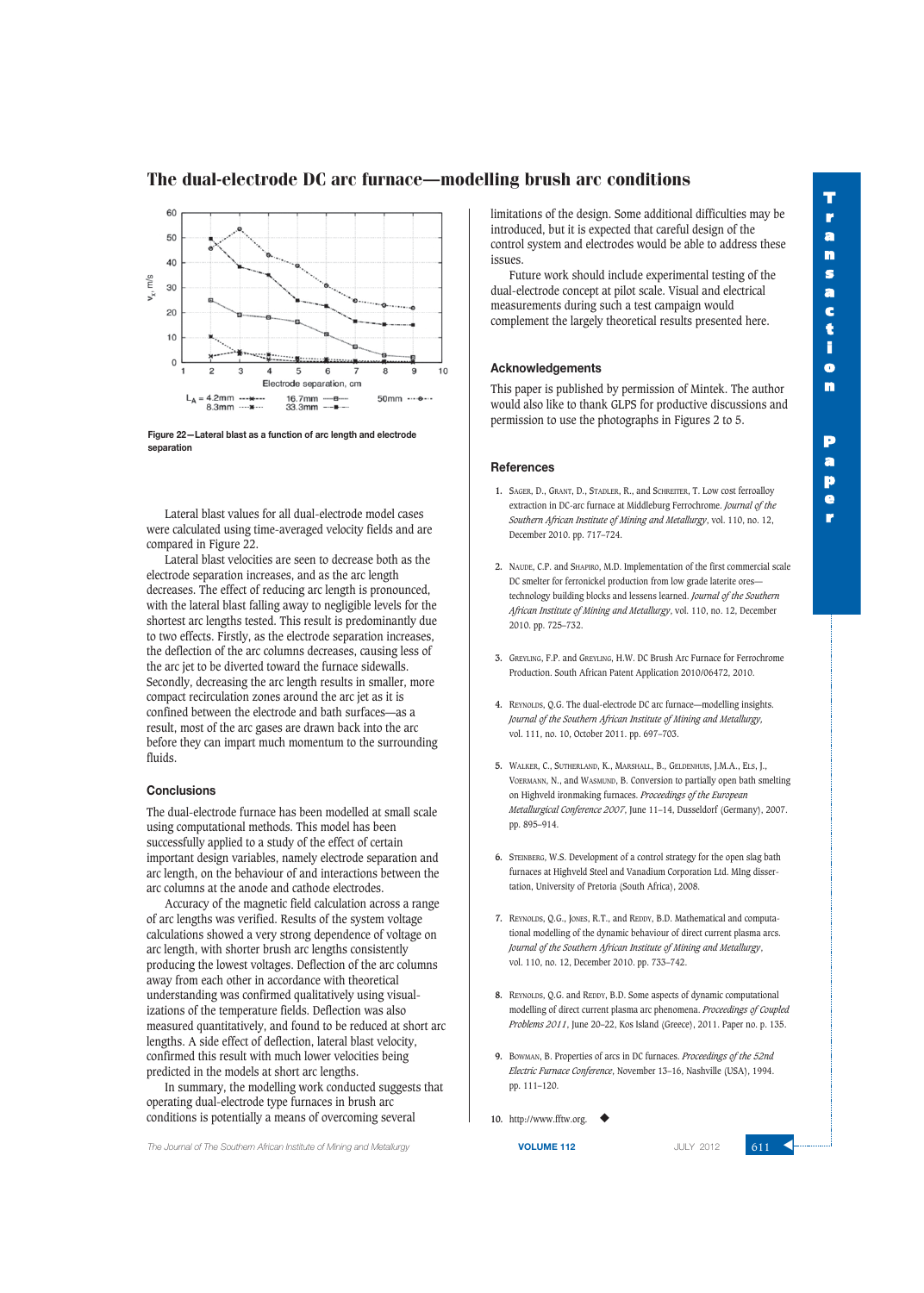## The dual-electrode DC arc furnace—modelling brush arc conditions

60
50
40
30
20
10
0
$v_x$, m/s
1 2 3 4 5 6 7 8 9 10
Electrode separation, cm
$L_A$ = 4.2mm 8.3mm 16.7mm 33.3mm 50mm

Figure 22—Lateral blast as a function of arc length and electrode separation

Lateral blast values for all dual-electrode model cases were calculated using time-averaged velocity fields and are compared in Figure 22.

Lateral blast velocities are seen to decrease both as the electrode separation increases, and as the arc length decreases. The effect of reducing arc length is pronounced, with the lateral blast falling away to negligible levels for the shortest arc lengths tested. This result is predominantly due to two effects. Firstly, as the electrode separation increases, the deflection of the arc columns decreases, causing less of the arc jet to be diverted toward the furnace sidewalls. Secondly, decreasing the arc length results in smaller, more compact recirculation zones around the arc jet as it is confined between the electrode and bath surfaces—as a result, most of the arc gases are drawn back into the arc before they can impart much momentum to the surrounding fluids.

### Conclusions

The dual-electrode furnace has been modelled at small scale using computational methods. This model has been successfully applied to a study of the effect of certain important design variables, namely electrode separation and arc length, on the behaviour of and interactions between the arc columns at the anode and cathode electrodes.

Accuracy of the magnetic field calculation across a range of arc lengths was verified. Results of the system voltage calculations showed a very strong dependence of voltage on arc length, with shorter brush arc lengths consistently producing the lowest voltages. Deflection of the arc columns away from each other in accordance with theoretical understanding was confirmed qualitatively using visualizations of the temperature fields. Deflection was also measured quantitatively, and found to be reduced at short arc lengths. A side effect of deflection, lateral blast velocity, confirmed this result with much lower velocities being predicted in the models at short arc lengths.

In summary, the modelling work conducted suggests that operating dual-electrode type furnaces in brush arc conditions is potentially a means of overcoming several limitations of the design. Some additional difficulties may be introduced, but it is expected that careful design of the control system and electrodes would be able to address these issues.

Future work should include experimental testing of the dual-electrode concept at pilot scale. Visual and electrical measurements during such a test campaign would complement the largely theoretical results presented here.

### Acknowledgements

This paper is published by permission of Mintek. The author would also like to thank GLPS for productive discussions and permission to use the photographs in Figures 2 to 5.

### References

1. Sager, D., Grant, D., Stadler, R., and Schreiter, T. Low cost ferroalloy extraction in DC-arc furnace at Middelburg Ferrochrome. *Journal of the Southern African Institute of Mining and Metallurgy*, vol. 110, no. 12, December 2010. pp. 717–724.
2. Naude, C.P. and Shapiro, M.D. Implementation of the first commercial scale DC smelter for ferronickel production from low grade laterite ores—technology building blocks and lessens learned. *Journal of the Southern African Institute of Mining and Metallurgy*, vol. 110, no. 12, December 2010. pp. 725–732.
3. Greyling, F.P. and Greyling, H.W. DC Brush Arc Furnace for Ferrochrome Production. South African Patent Application 2010/06472, 2010.
4. Reynolds, Q.G. The dual-electrode DC arc furnace—modelling insights. *Journal of the Southern African Institute of Mining and Metallurgy*, vol. 111, no. 10, October 2011. pp. 697–703.
5. Walker, C., Sutherland, K., Marshall, B., Geldenhuis, J.M.A., Els, J., Voermann, N., and Wasmund, B. Conversion to partially open bath smelting on Highveld ironmaking furnaces. *Proceedings of the European Metallurgical Conference 2007*, June 11–14, Dusseldorf (Germany), 2007. pp. 895–914.
6. Steinberg, W.S. Development of a control strategy for the open slag bath furnaces at Highveld Steel and Vanadium Corporation Ltd. MIng dissertation, University of Pretoria (South Africa), 2008.
7. Reynolds, Q.G., Jones, R.T., and Reddy, B.D. Mathematical and computational modelling of the dynamic behaviour of direct current plasma arcs. *Journal of the Southern African Institute of Mining and Metallurgy*, vol. 110, no. 12, December 2010. pp. 733–742.
8. Reynolds, Q.G. and Reddy, B.D. Some aspects of dynamic computational modelling of direct current plasma arc phenomena. *Proceedings of Coupled Problems 2011*, June 20–22, Kos Island (Greece), 2011. Paper no. p. 135.
9. Bowman, B. Properties of arcs in DC furnaces. *Proceedings of the 52nd Electric Furnace Conference*, November 13–16, Nashville (USA), 1994. pp. 111–120.
10. http://www.fftw.org. ◆